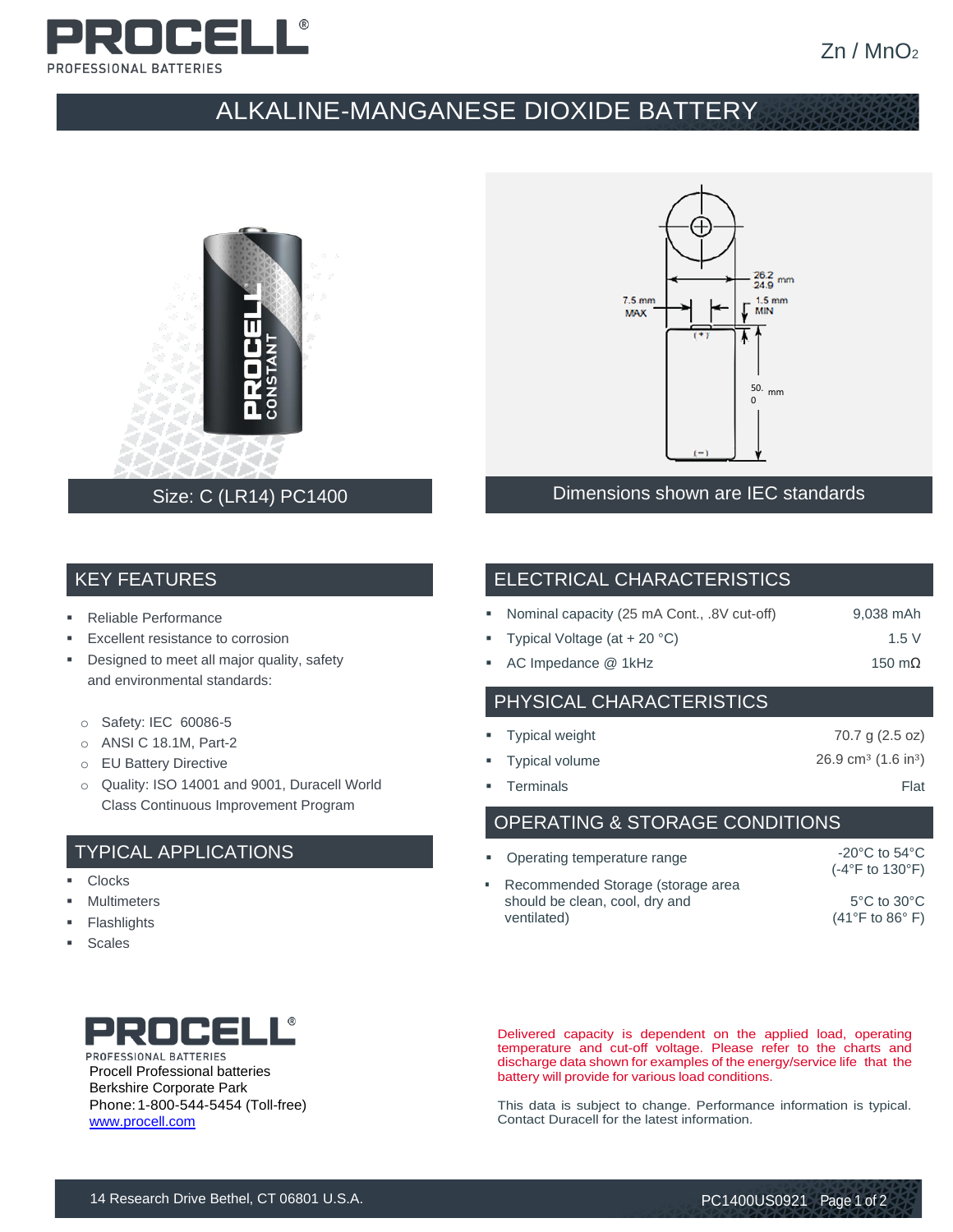PROCELL®
PROFESSIONAL BATTERIES

$Zn / MnO_2$

# ALKALINE-MANGANESE DIOXIDE BATTERY

Size: C (LR14) PC1400

Dimensions shown are IEC standards

## KEY FEATURES

- Reliable Performance
- Excellent resistance to corrosion
- Designed to meet all major quality, safety and environmental standards:
  - Safety: IEC 60086-5
  - ANSI C 18.1M, Part-2
  - EU Battery Directive
  - Quality: ISO 14001 and 9001, Duracell World Class Continuous Improvement Program

## TYPICAL APPLICATIONS

- Clocks
- Multimeters
- Flashlights
- Scales

## ELECTRICAL CHARACTERISTICS

| | |
|---|---|
| Nominal capacity (25 mA Cont., .8V cut-off) | 9,038 mAh |
| Typical Voltage (at + 20 °C) | 1.5 V |
| AC Impedance @ 1kHz | 150 mΩ |

## PHYSICAL CHARACTERISTICS

| | |
|---|---|
| Typical weight | 70.7 g (2.5 oz) |
| Typical volume | 26.9 $cm^3$ (1.6 $in^3$) |
| Terminals | Flat |

## OPERATING & STORAGE CONDITIONS

| | |
|---|---|
| Operating temperature range | -20°C to 54°C (-4°F to 130°F) |
| Recommended Storage (storage area should be clean, cool, dry and ventilated) | 5°C to 30°C (41°F to 86° F) |

PROCELL®
PROFESSIONAL BATTERIES
Procell Professional batteries
Berkshire Corporate Park
Phone: 1-800-544-5454 (Toll-free)
www.procell.com

Delivered capacity is dependent on the applied load, operating temperature and cut-off voltage. Please refer to the charts and discharge data shown for examples of the energy/service life that the battery will provide for various load conditions.

This data is subject to change. Performance information is typical. Contact Duracell for the latest information.

14 Research Drive Bethel, CT 06801 U.S.A.

PC1400US0921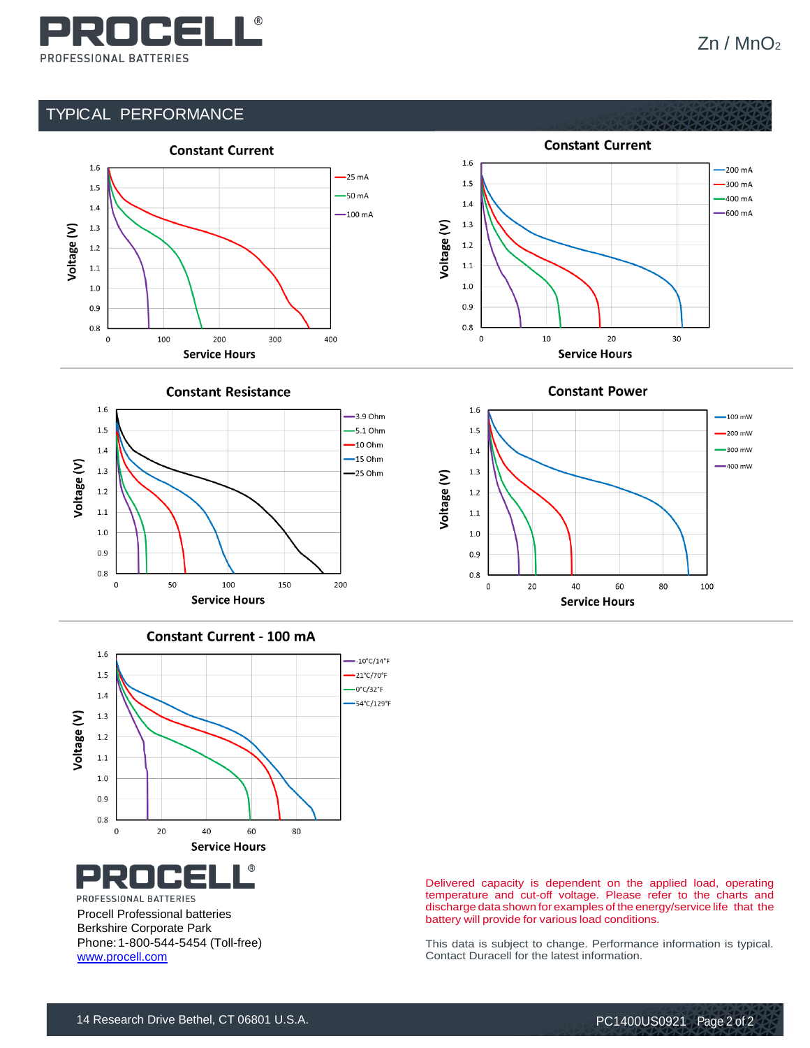Zn / $MnO_2$

## TYPICAL PERFORMANCE

### Constant Current

Voltage (V)

1.6
1.5
1.4
1.3
1.2
1.1
1.0
0.9
0.8

0 100 200 300 400

Service Hours

25 mA
50 mA
100 mA

### Constant Current

Voltage (V)

1.6
1.5
1.4
1.3
1.2
1.1
1.0
0.9
0.8

0 10 20 30

Service Hours

200 mA
300 mA
400 mA
600 mA

### Constant Resistance

Voltage (V)

1.6
1.5
1.4
1.3
1.2
1.1
1.0
0.9
0.8

0 50 100 150 200

Service Hours

3.9 Ohm
5.1 Ohm
10 Ohm
15 Ohm
25 Ohm

### Constant Power

Voltage (V)

1.6
1.5
1.4
1.3
1.2
1.1
1.0
0.9
0.8

0 20 40 60 80 100

Service Hours

100 mW
200 mW
300 mW
400 mW

### Constant Current - 100 mA

Voltage (V)

1.6
1.5
1.4
1.3
1.2
1.1
1.0
0.9
0.8

0 20 40 60 80

Service Hours

-10°C/14°F
21°C/70°F
0°C/32°F
54°C/129°F

PROCELL®
PROFESSIONAL BATTERIES

Procell Professional batteries
Berkshire Corporate Park
Phone: 1-800-544-5454 (Toll-free)
www.procell.com

Delivered capacity is dependent on the applied load, operating temperature and cut-off voltage. Please refer to the charts and discharge data shown for examples of the energy/service life that the battery will provide for various load conditions.

This data is subject to change. Performance information is typical. Contact Duracell for the latest information.

14 Research Drive Bethel, CT 06801 U.S.A.

PC1400US0921